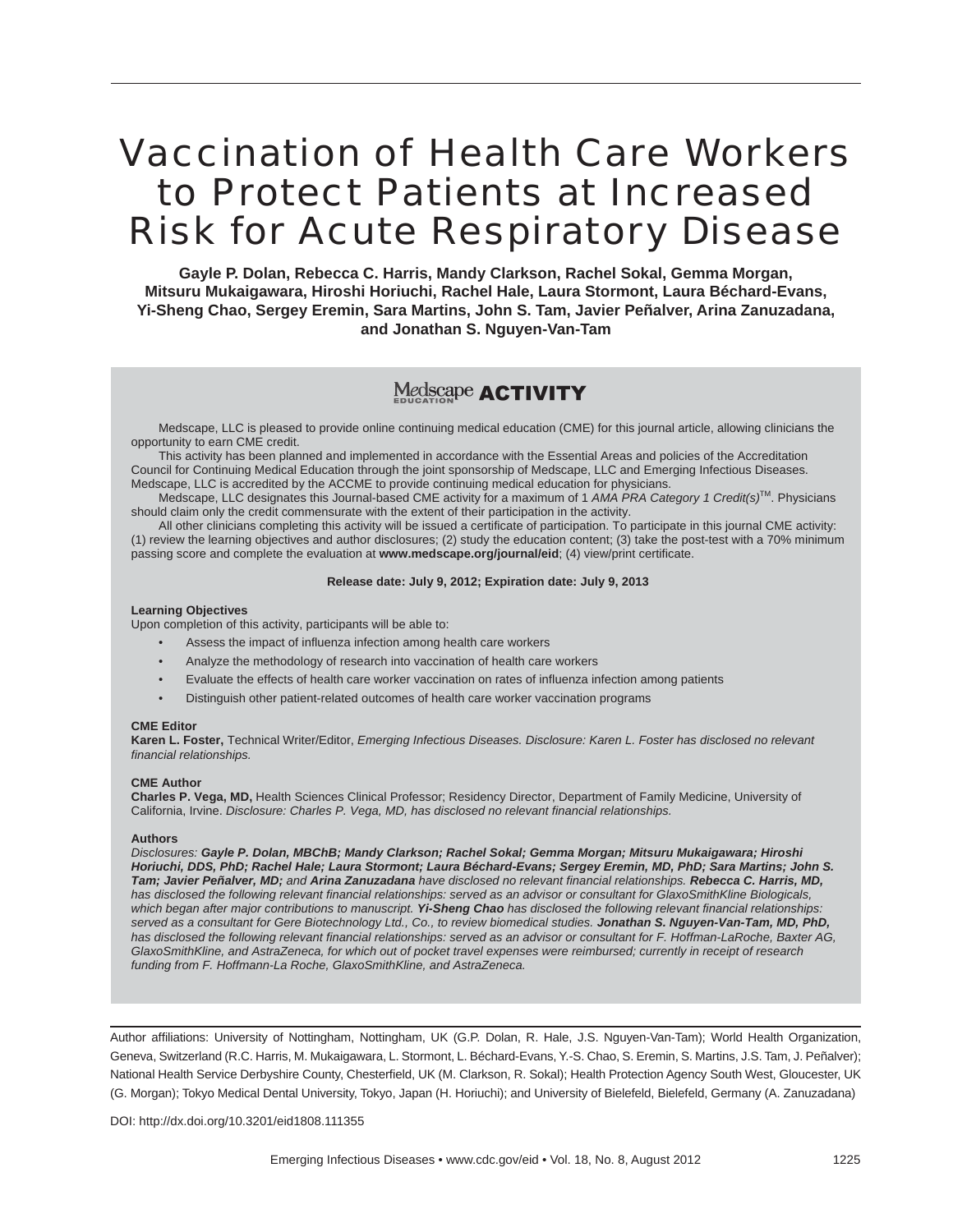# Vaccination of Health Care Workers to Protect Patients at Increased Risk for Acute Respiratory Disease

**Gayle P. Dolan, Rebecca C. Harris, Mandy Clarkson, Rachel Sokal, Gemma Morgan, Mitsuru Mukaigawara, Hiroshi Horiuchi, Rachel Hale, Laura Stormont, Laura Béchard-Evans, Yi-Sheng Chao, Sergey Eremin, Sara Martins, John S. Tam, Javier Peñalver, Arina Zanuzadana, and Jonathan S. Nguyen-Van-Tam**

## Medscape EDUCATION ACTIVITY

Medscape, LLC is pleased to provide online continuing medical education (CME) for this journal article, allowing clinicians the opportunity to earn CME credit.

This activity has been planned and implemented in accordance with the Essential Areas and policies of the Accreditation Council for Continuing Medical Education through the joint sponsorship of Medscape, LLC and Emerging Infectious Diseases. Medscape, LLC is accredited by the ACCME to provide continuing medical education for physicians.

Medscape, LLC designates this Journal-based CME activity for a maximum of 1 *AMA PRA Category 1 Credit(s)*™. Physicians should claim only the credit commensurate with the extent of their participation in the activity.

All other clinicians completing this activity will be issued a certificate of participation. To participate in this journal CME activity: (1) review the learning objectives and author disclosures; (2) study the education content; (3) take the post-test with a 70% minimum passing score and complete the evaluation at **www.medscape.org/journal/eid**; (4) view/print certificate.

**Release date: July 9, 2012; Expiration date: July 9, 2013**

**Learning Objectives**

Upon completion of this activity, participants will be able to:

- Assess the impact of influenza infection among health care workers
- Analyze the methodology of research into vaccination of health care workers
- Evaluate the effects of health care worker vaccination on rates of influenza infection among patients
- Distinguish other patient-related outcomes of health care worker vaccination programs

**CME Editor**

**Karen L. Foster,** Technical Writer/Editor, *Emerging Infectious Diseases. Disclosure: Karen L. Foster has disclosed no relevant financial relationships.*

**CME Author**

**Charles P. Vega, MD,** Health Sciences Clinical Professor; Residency Director, Department of Family Medicine, University of California, Irvine. *Disclosure: Charles P. Vega, MD, has disclosed no relevant financial relationships.*

**Authors**

*Disclosures: **Gayle P. Dolan, MBChB; Mandy Clarkson; Rachel Sokal; Gemma Morgan; Mitsuru Mukaigawara; Hiroshi Horiuchi, DDS, PhD; Rachel Hale; Laura Stormont; Laura Béchard-Evans; Sergey Eremin, MD, PhD; Sara Martins; John S. Tam; Javier Peñalver, MD;** and **Arina Zanuzadana** have disclosed no relevant financial relationships. **Rebecca C. Harris, MD,** has disclosed the following relevant financial relationships: served as an advisor or consultant for GlaxoSmithKline Biologicals, which began after major contributions to manuscript. **Yi-Sheng Chao** has disclosed the following relevant financial relationships: served as a consultant for Gere Biotechnology Ltd., Co., to review biomedical studies. **Jonathan S. Nguyen-Van-Tam, MD, PhD,** has disclosed the following relevant financial relationships: served as an advisor or consultant for F. Hoffman-LaRoche, Baxter AG, GlaxoSmithKline, and AstraZeneca, for which out of pocket travel expenses were reimbursed; currently in receipt of research funding from F. Hoffmann-La Roche, GlaxoSmithKline, and AstraZeneca.*

---

Author affiliations: University of Nottingham, Nottingham, UK (G.P. Dolan, R. Hale, J.S. Nguyen-Van-Tam); World Health Organization, Geneva, Switzerland (R.C. Harris, M. Mukaigawara, L. Stormont, L. Béchard-Evans, Y.-S. Chao, S. Eremin, S. Martins, J.S. Tam, J. Peñalver); National Health Service Derbyshire County, Chesterfield, UK (M. Clarkson, R. Sokal); Health Protection Agency South West, Gloucester, UK (G. Morgan); Tokyo Medical Dental University, Tokyo, Japan (H. Horiuchi); and University of Bielefeld, Bielefeld, Germany (A. Zanuzadana)

DOI: http://dx.doi.org/10.3201/eid1808.111355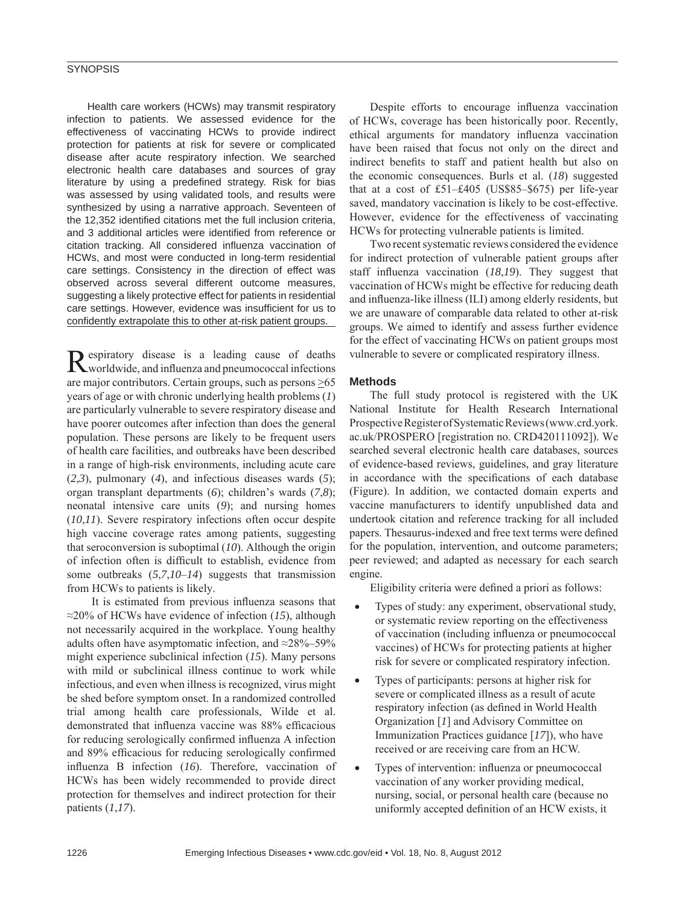SYNOPSIS

Health care workers (HCWs) may transmit respiratory infection to patients. We assessed evidence for the effectiveness of vaccinating HCWs to provide indirect protection for patients at risk for severe or complicated disease after acute respiratory infection. We searched electronic health care databases and sources of gray literature by using a predefined strategy. Risk for bias was assessed by using validated tools, and results were synthesized by using a narrative approach. Seventeen of the 12,352 identified citations met the full inclusion criteria, and 3 additional articles were identified from reference or citation tracking. All considered influenza vaccination of HCWs, and most were conducted in long-term residential care settings. Consistency in the direction of effect was observed across several different outcome measures, suggesting a likely protective effect for patients in residential care settings. However, evidence was insufficient for us to confidently extrapolate this to other at-risk patient groups.

Respiratory disease is a leading cause of deaths worldwide, and influenza and pneumococcal infections are major contributors. Certain groups, such as persons ≥65 years of age or with chronic underlying health problems (*1*) are particularly vulnerable to severe respiratory disease and have poorer outcomes after infection than does the general population. These persons are likely to be frequent users of health care facilities, and outbreaks have been described in a range of high-risk environments, including acute care (*2*,*3*), pulmonary (*4*), and infectious diseases wards (*5*); organ transplant departments (*6*); children's wards (*7*,*8*); neonatal intensive care units (*9*); and nursing homes (*10*,*11*). Severe respiratory infections often occur despite high vaccine coverage rates among patients, suggesting that seroconversion is suboptimal (*10*). Although the origin of infection often is difficult to establish, evidence from some outbreaks (*5*,*7*,*10*–*14*) suggests that transmission from HCWs to patients is likely.

It is estimated from previous influenza seasons that ≈20% of HCWs have evidence of infection (*15*), although not necessarily acquired in the workplace. Young healthy adults often have asymptomatic infection, and ≈28%–59% might experience subclinical infection (*15*). Many persons with mild or subclinical illness continue to work while infectious, and even when illness is recognized, virus might be shed before symptom onset. In a randomized controlled trial among health care professionals, Wilde et al. demonstrated that influenza vaccine was 88% efficacious for reducing serologically confirmed influenza A infection and 89% efficacious for reducing serologically confirmed influenza B infection (*16*). Therefore, vaccination of HCWs has been widely recommended to provide direct protection for themselves and indirect protection for their patients (*1*,*17*).

Despite efforts to encourage influenza vaccination of HCWs, coverage has been historically poor. Recently, ethical arguments for mandatory influenza vaccination have been raised that focus not only on the direct and indirect benefits to staff and patient health but also on the economic consequences. Burls et al. (*18*) suggested that at a cost of £51–£405 (US$85–$675) per life-year saved, mandatory vaccination is likely to be cost-effective. However, evidence for the effectiveness of vaccinating HCWs for protecting vulnerable patients is limited.

Two recent systematic reviews considered the evidence for indirect protection of vulnerable patient groups after staff influenza vaccination (*18*,*19*). They suggest that vaccination of HCWs might be effective for reducing death and influenza-like illness (ILI) among elderly residents, but we are unaware of comparable data related to other at-risk groups. We aimed to identify and assess further evidence for the effect of vaccinating HCWs on patient groups most vulnerable to severe or complicated respiratory illness.

## Methods

The full study protocol is registered with the UK National Institute for Health Research International Prospective Register of Systematic Reviews (www.crd.york.ac.uk/PROSPERO [registration no. CRD420111092]). We searched several electronic health care databases, sources of evidence-based reviews, guidelines, and gray literature in accordance with the specifications of each database (Figure). In addition, we contacted domain experts and vaccine manufacturers to identify unpublished data and undertook citation and reference tracking for all included papers. Thesaurus-indexed and free text terms were defined for the population, intervention, and outcome parameters; peer reviewed; and adapted as necessary for each search engine.

Eligibility criteria were defined a priori as follows:

- Types of study: any experiment, observational study, or systematic review reporting on the effectiveness of vaccination (including influenza or pneumococcal vaccines) of HCWs for protecting patients at higher risk for severe or complicated respiratory infection.
- Types of participants: persons at higher risk for severe or complicated illness as a result of acute respiratory infection (as defined in World Health Organization [*1*] and Advisory Committee on Immunization Practices guidance [*17*]), who have received or are receiving care from an HCW.
- Types of intervention: influenza or pneumococcal vaccination of any worker providing medical, nursing, social, or personal health care (because no uniformly accepted definition of an HCW exists, it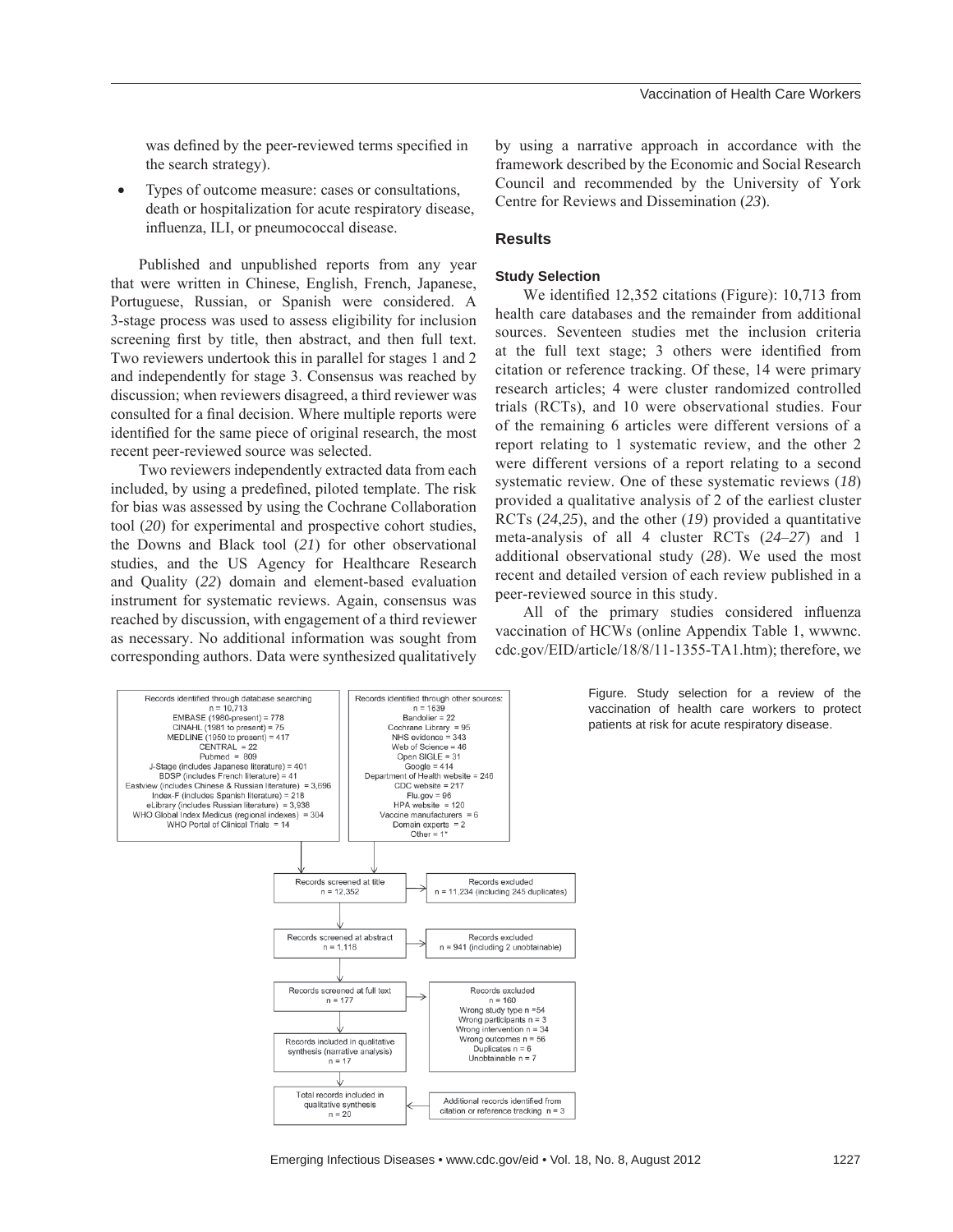was defined by the peer-reviewed terms specified in the search strategy).

- Types of outcome measure: cases or consultations, death or hospitalization for acute respiratory disease, influenza, ILI, or pneumococcal disease.

Published and unpublished reports from any year that were written in Chinese, English, French, Japanese, Portuguese, Russian, or Spanish were considered. A 3-stage process was used to assess eligibility for inclusion screening first by title, then abstract, and then full text. Two reviewers undertook this in parallel for stages 1 and 2 and independently for stage 3. Consensus was reached by discussion; when reviewers disagreed, a third reviewer was consulted for a final decision. Where multiple reports were identified for the same piece of original research, the most recent peer-reviewed source was selected.

Two reviewers independently extracted data from each included, by using a predefined, piloted template. The risk for bias was assessed by using the Cochrane Collaboration tool (*20*) for experimental and prospective cohort studies, the Downs and Black tool (*21*) for other observational studies, and the US Agency for Healthcare Research and Quality (*22*) domain and element-based evaluation instrument for systematic reviews. Again, consensus was reached by discussion, with engagement of a third reviewer as necessary. No additional information was sought from corresponding authors. Data were synthesized qualitatively by using a narrative approach in accordance with the framework described by the Economic and Social Research Council and recommended by the University of York Centre for Reviews and Dissemination (*23*).

## Results

### Study Selection

We identified 12,352 citations (Figure): 10,713 from health care databases and the remainder from additional sources. Seventeen studies met the inclusion criteria at the full text stage; 3 others were identified from citation or reference tracking. Of these, 14 were primary research articles; 4 were cluster randomized controlled trials (RCTs), and 10 were observational studies. Four of the remaining 6 articles were different versions of a report relating to 1 systematic review, and the other 2 were different versions of a report relating to a second systematic review. One of these systematic reviews (*18*) provided a qualitative analysis of 2 of the earliest cluster RCTs (*24*,*25*), and the other (*19*) provided a quantitative meta-analysis of all 4 cluster RCTs (*24*–*27*) and 1 additional observational study (*28*). We used the most recent and detailed version of each review published in a peer-reviewed source in this study.

All of the primary studies considered influenza vaccination of HCWs (online Appendix Table 1, wwwnc.cdc.gov/EID/article/18/8/11-1355-TA1.htm); therefore, we

Records identified through database searching
n = 10,713
EMBASE (1980-present) = 778
CINAHL (1981 to present) = 75
MEDLINE (1950 to present) = 417
CENTRAL = 22
Pubmed = 809
J-Stage (includes Japanese literature) = 401
BDSP (includes French literature) = 41
Eastview (includes Chinese & Russian literature) = 3,696
Index-F (includes Spanish literature) = 218
eLibrary (includes Russian literature) = 3,938
WHO Global Index Medicus (regional indexes) = 304
WHO Portal of Clinical Trials = 14

Records identified through other sources:
n = 1639
Bandolier = 22
Cochrane Library = 95
NHS evidence = 343
Web of Science = 46
Open SIGLE = 31
Google = 414
Department of Health website = 246
CDC website = 217
Flu.gov = 96
HPA website = 120
Vaccine manufacturers = 6
Domain experts = 2
Other = 1*

Records screened at title n = 12,352 → Records excluded n = 11,234 (including 245 duplicates)

Records screened at abstract n = 1,118 → Records excluded n = 941 (including 2 unobtainable)

Records screened at full text n = 177 → Records excluded n = 160; Wrong study type n = 54; Wrong participants n = 3; Wrong intervention n = 34; Wrong outcomes n = 56; Duplicates n = 6; Unobtainable n = 7

Records included in qualitative synthesis (narrative analysis) n = 17

Total records included in qualitative synthesis n = 20 ← Additional records identified from citation or reference tracking n = 3

Figure. Study selection for a review of the vaccination of health care workers to protect patients at risk for acute respiratory disease.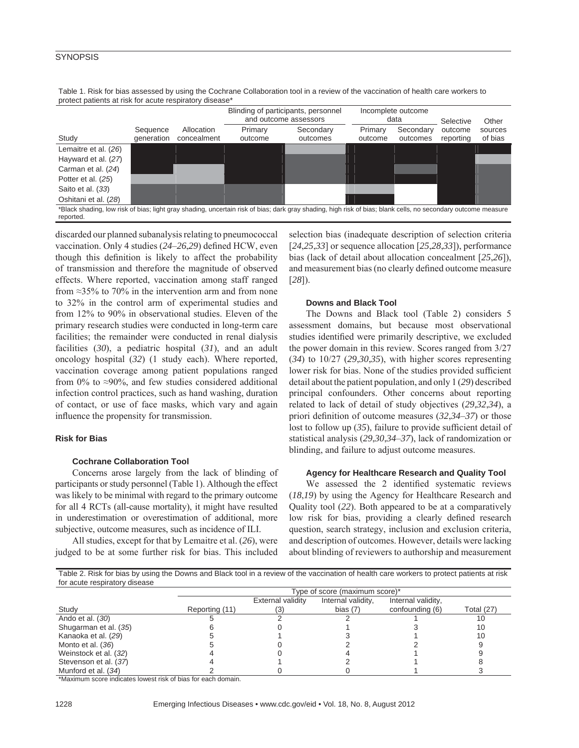Table 1. Risk for bias assessed by using the Cochrane Collaboration tool in a review of the vaccination of health care workers to protect patients at risk for acute respiratory disease*

| Study | Sequence generation | Allocation concealment | Blinding of participants, personnel and outcome assessors: Primary outcome | Blinding of participants, personnel and outcome assessors: Secondary outcomes | Incomplete outcome data: Primary outcome | Incomplete outcome data: Secondary outcomes | Selective outcome reporting | Other sources of bias |
|---|---|---|---|---|---|---|---|---|
| Lemaitre et al. (*26*) | Low | Low | Low | Uncertain | Low | Low | Low | Low |
| Hayward et al. (*27*) | Low | Low | Low | High | Low | Low | Low | Uncertain |
| Carman et al. (*24*) | Low | Uncertain | Low | High | Low | High | Low | High |
| Potter et al. (*25*) | Uncertain | Uncertain | Low | High | Low | Low | Low | High |
| Saito et al. (*33*) | High | High | High | | Uncertain | | Low | High |
| Oshitani et al. (*28*) | High | High | High | | Low | | Low | High |

*Black shading, low risk of bias; light gray shading, uncertain risk of bias; dark gray shading, high risk of bias; blank cells, no secondary outcome measure reported.

discarded our planned subanalysis relating to pneumococcal vaccination. Only 4 studies (*24–26*,*29*) defined HCW, even though this definition is likely to affect the probability of transmission and therefore the magnitude of observed effects. Where reported, vaccination among staff ranged from ≈35% to 70% in the intervention arm and from none to 32% in the control arm of experimental studies and from 12% to 90% in observational studies. Eleven of the primary research studies were conducted in long-term care facilities; the remainder were conducted in renal dialysis facilities (*30*), a pediatric hospital (*31*), and an adult oncology hospital (*32*) (1 study each). Where reported, vaccination coverage among patient populations ranged from 0% to ≈90%, and few studies considered additional infection control practices, such as hand washing, duration of contact, or use of face masks, which vary and again influence the propensity for transmission.

## Risk for Bias

### Cochrane Collaboration Tool

Concerns arose largely from the lack of blinding of participants or study personnel (Table 1). Although the effect was likely to be minimal with regard to the primary outcome for all 4 RCTs (all-cause mortality), it might have resulted in underestimation or overestimation of additional, more subjective, outcome measures, such as incidence of ILI.

All studies, except for that by Lemaitre et al. (*26*), were judged to be at some further risk for bias. This included selection bias (inadequate description of selection criteria [*24*,*25*,*33*] or sequence allocation [*25*,*28*,*33*]), performance bias (lack of detail about allocation concealment [*25*,*26*]), and measurement bias (no clearly defined outcome measure [*28*]).

### Downs and Black Tool

The Downs and Black tool (Table 2) considers 5 assessment domains, but because most observational studies identified were primarily descriptive, we excluded the power domain in this review. Scores ranged from 3/27 (*34*) to 10/27 (*29*,*30*,*35*), with higher scores representing lower risk for bias. None of the studies provided sufficient detail about the patient population, and only 1 (*29*) described principal confounders. Other concerns about reporting related to lack of detail of study objectives (*29*,*32*,*34*), a priori definition of outcome measures (*32*,*34–37*) or those lost to follow up (*35*), failure to provide sufficient detail of statistical analysis (*29*,*30*,*34–37*), lack of randomization or blinding, and failure to adjust outcome measures.

### Agency for Healthcare Research and Quality Tool

We assessed the 2 identified systematic reviews (*18*,*19*) by using the Agency for Healthcare Research and Quality tool (*22*). Both appeared to be at a comparatively low risk for bias, providing a clearly defined research question, search strategy, inclusion and exclusion criteria, and description of outcomes. However, details were lacking about blinding of reviewers to authorship and measurement

Table 2. Risk for bias by using the Downs and Black tool in a review of the vaccination of health care workers to protect patients at risk for acute respiratory disease

| Study | Type of score (maximum score)*: Reporting (11) | External validity (3) | Internal validity, bias (7) | Internal validity, confounding (6) | Total (27) |
|---|---|---|---|---|---|
| Ando et al. (*30*) | 5 | 2 | 2 | 1 | 10 |
| Shugarman et al. (*35*) | 6 | 0 | 1 | 3 | 10 |
| Kanaoka et al. (*29*) | 5 | 1 | 3 | 1 | 10 |
| Monto et al. (*36*) | 5 | 0 | 2 | 2 | 9 |
| Weinstock et al. (*32*) | 4 | 0 | 4 | 1 | 9 |
| Stevenson et al. (*37*) | 4 | 1 | 2 | 1 | 8 |
| Munford et al. (*34*) | 2 | 0 | 0 | 1 | 3 |

*Maximum score indicates lowest risk of bias for each domain.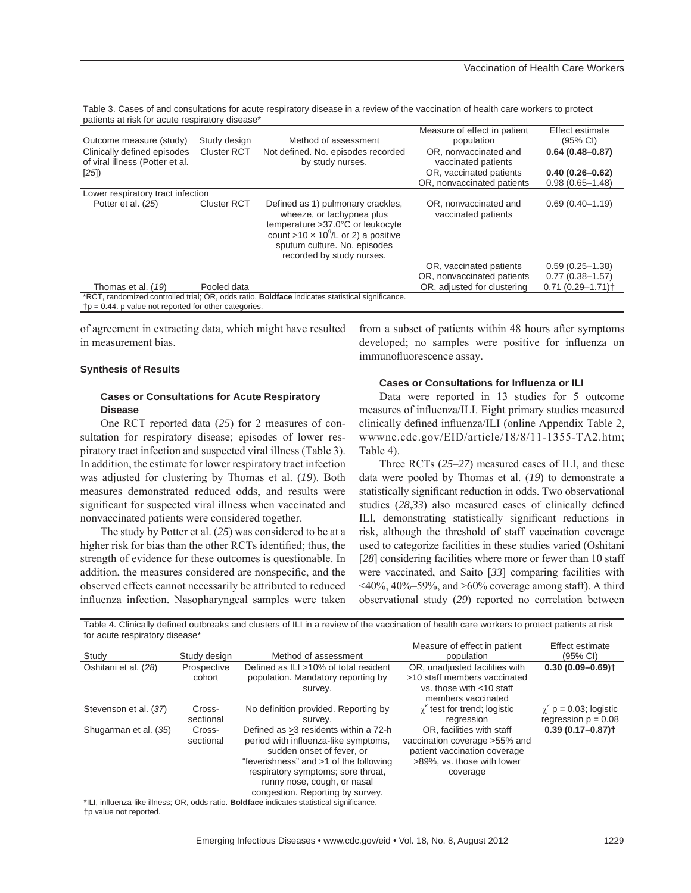Table 3. Cases of and consultations for acute respiratory disease in a review of the vaccination of health care workers to protect patients at risk for acute respiratory disease*

| Outcome measure (study) | Study design | Method of assessment | Measure of effect in patient population | Effect estimate (95% CI) |
|---|---|---|---|---|
| Clinically defined episodes of viral illness (Potter et al. [*25*]) | Cluster RCT | Not defined. No. episodes recorded by study nurses. | OR, nonvaccinated and vaccinated patients | **0.64 (0.48–0.87)** |
| | | | OR, vaccinated patients | **0.40 (0.26–0.62)** |
| | | | OR, nonvaccinated patients | 0.98 (0.65–1.48) |
| Lower respiratory tract infection | | | | |
| Potter et al. (*25*) | Cluster RCT | Defined as 1) pulmonary crackles, wheeze, or tachypnea plus temperature >37.0°C or leukocyte count >10 × $10^9$/L or 2) a positive sputum culture. No. episodes recorded by study nurses. | OR, nonvaccinated and vaccinated patients | 0.69 (0.40–1.19) |
| | | | OR, vaccinated patients | 0.59 (0.25–1.38) |
| | | | OR, nonvaccinated patients | 0.77 (0.38–1.57) |
| Thomas et al. (*19*) | Pooled data | | OR, adjusted for clustering | 0.71 (0.29–1.71)† |

*RCT, randomized controlled trial; OR, odds ratio. **Boldface** indicates statistical significance.
†p = 0.44. p value not reported for other categories.

of agreement in extracting data, which might have resulted in measurement bias.

### Synthesis of Results

#### Cases or Consultations for Acute Respiratory Disease

One RCT reported data (*25*) for 2 measures of consultation for respiratory disease; episodes of lower respiratory tract infection and suspected viral illness (Table 3). In addition, the estimate for lower respiratory tract infection was adjusted for clustering by Thomas et al. (*19*). Both measures demonstrated reduced odds, and results were significant for suspected viral illness when vaccinated and nonvaccinated patients were considered together.

The study by Potter et al. (*25*) was considered to be at a higher risk for bias than the other RCTs identified; thus, the strength of evidence for these outcomes is questionable. In addition, the measures considered are nonspecific, and the observed effects cannot necessarily be attributed to reduced influenza infection. Nasopharyngeal samples were taken from a subset of patients within 48 hours after symptoms developed; no samples were positive for influenza on immunofluorescence assay.

#### Cases or Consultations for Influenza or ILI

Data were reported in 13 studies for 5 outcome measures of influenza/ILI. Eight primary studies measured clinically defined influenza/ILI (online Appendix Table 2, wwwnc.cdc.gov/EID/article/18/8/11-1355-TA2.htm; Table 4).

Three RCTs (*25*–*27*) measured cases of ILI, and these data were pooled by Thomas et al. (*19*) to demonstrate a statistically significant reduction in odds. Two observational studies (*28*,*33*) also measured cases of clinically defined ILI, demonstrating statistically significant reductions in risk, although the threshold of staff vaccination coverage used to categorize facilities in these studies varied (Oshitani [*28*] considering facilities where more or fewer than 10 staff were vaccinated, and Saito [*33*] comparing facilities with ≤40%, 40%–59%, and ≥60% coverage among staff). A third observational study (*29*) reported no correlation between

Table 4. Clinically defined outbreaks and clusters of ILI in a review of the vaccination of health care workers to protect patients at risk for acute respiratory disease*

| Study | Study design | Method of assessment | Measure of effect in patient population | Effect estimate (95% CI) |
|---|---|---|---|---|
| Oshitani et al. (*28*) | Prospective cohort | Defined as ILI >10% of total resident population. Mandatory reporting by survey. | OR, unadjusted facilities with ≥10 staff members vaccinated vs. those with <10 staff members vaccinated | **0.30 (0.09–0.69)**† |
| Stevenson et al. (*37*) | Cross-sectional | No definition provided. Reporting by survey. | $\chi^2$ test for trend; logistic regression | $\chi^2$ p = 0.03; logistic regression p = 0.08 |
| Shugarman et al. (*35*) | Cross-sectional | Defined as ≥3 residents within a 72-h period with influenza-like symptoms, sudden onset of fever, or "feverishness" and ≥1 of the following respiratory symptoms; sore throat, runny nose, cough, or nasal congestion. Reporting by survey. | OR, facilities with staff vaccination coverage >55% and patient vaccination coverage >89%, vs. those with lower coverage | **0.39 (0.17–0.87)**† |

*ILI, influenza-like illness; OR, odds ratio. **Boldface** indicates statistical significance.
†p value not reported.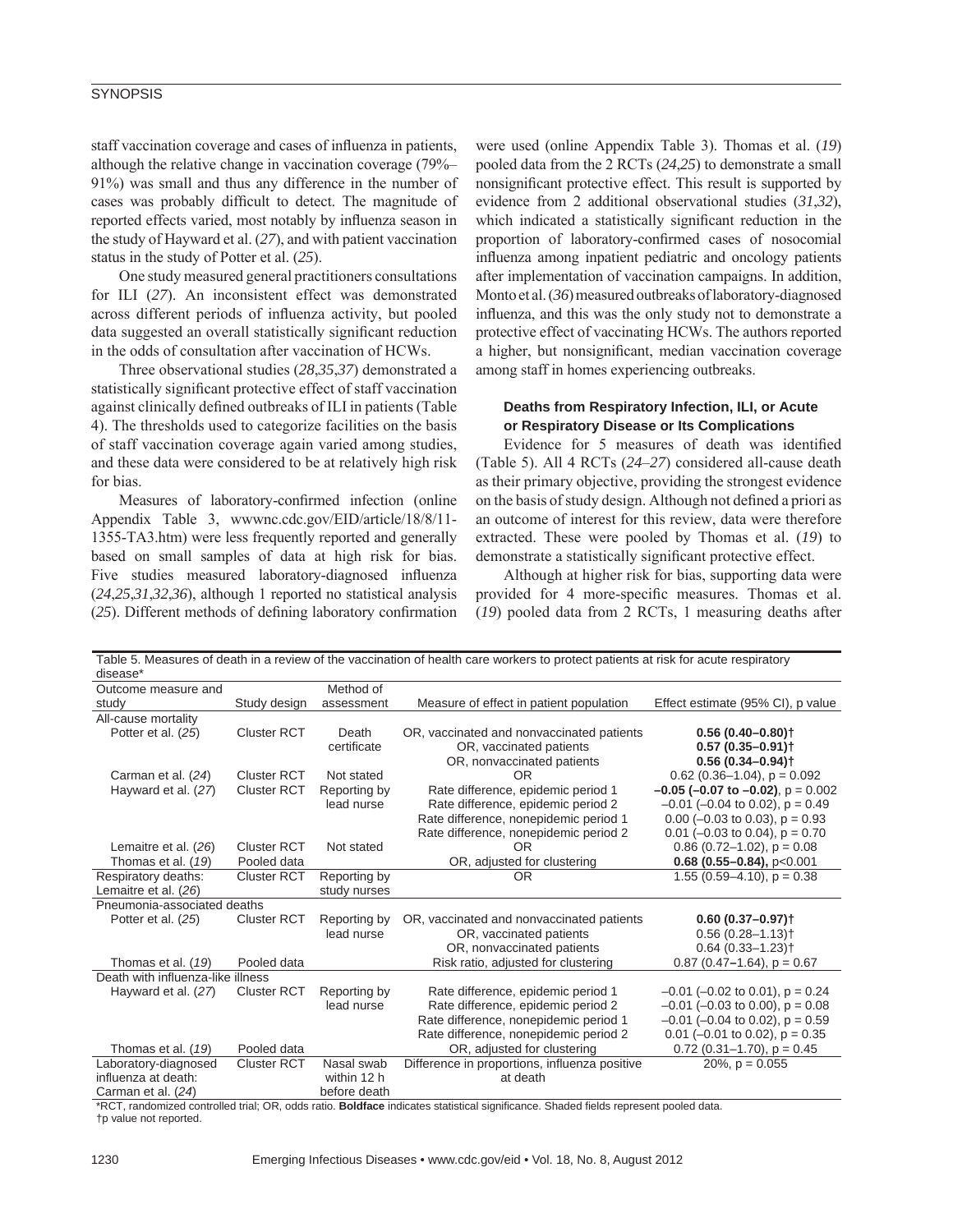staff vaccination coverage and cases of influenza in patients, although the relative change in vaccination coverage (79%–91%) was small and thus any difference in the number of cases was probably difficult to detect. The magnitude of reported effects varied, most notably by influenza season in the study of Hayward et al. (*27*), and with patient vaccination status in the study of Potter et al. (*25*).

One study measured general practitioners consultations for ILI (*27*). An inconsistent effect was demonstrated across different periods of influenza activity, but pooled data suggested an overall statistically significant reduction in the odds of consultation after vaccination of HCWs.

Three observational studies (*28*,*35*,*37*) demonstrated a statistically significant protective effect of staff vaccination against clinically defined outbreaks of ILI in patients (Table 4). The thresholds used to categorize facilities on the basis of staff vaccination coverage again varied among studies, and these data were considered to be at relatively high risk for bias.

Measures of laboratory-confirmed infection (online Appendix Table 3, wwwnc.cdc.gov/EID/article/18/8/11-1355-TA3.htm) were less frequently reported and generally based on small samples of data at high risk for bias. Five studies measured laboratory-diagnosed influenza (*24*,*25*,*31*,*32*,*36*), although 1 reported no statistical analysis (*25*). Different methods of defining laboratory confirmation were used (online Appendix Table 3). Thomas et al. (*19*) pooled data from the 2 RCTs (*24*,*25*) to demonstrate a small nonsignificant protective effect. This result is supported by evidence from 2 additional observational studies (*31*,*32*), which indicated a statistically significant reduction in the proportion of laboratory-confirmed cases of nosocomial influenza among inpatient pediatric and oncology patients after implementation of vaccination campaigns. In addition, Monto et al. (*36*) measured outbreaks of laboratory-diagnosed influenza, and this was the only study not to demonstrate a protective effect of vaccinating HCWs. The authors reported a higher, but nonsignificant, median vaccination coverage among staff in homes experiencing outbreaks.

### Deaths from Respiratory Infection, ILI, or Acute or Respiratory Disease or Its Complications

Evidence for 5 measures of death was identified (Table 5). All 4 RCTs (*24*–*27*) considered all-cause death as their primary objective, providing the strongest evidence on the basis of study design. Although not defined a priori as an outcome of interest for this review, data were therefore extracted. These were pooled by Thomas et al. (*19*) to demonstrate a statistically significant protective effect.

Although at higher risk for bias, supporting data were provided for 4 more-specific measures. Thomas et al. (*19*) pooled data from 2 RCTs, 1 measuring deaths after

Table 5. Measures of death in a review of the vaccination of health care workers to protect patients at risk for acute respiratory disease*

| Outcome measure and study | Study design | Method of assessment | Measure of effect in patient population | Effect estimate (95% CI), p value |
|---|---|---|---|---|
| All-cause mortality | | | | |
| Potter et al. (*25*) | Cluster RCT | Death certificate | OR, vaccinated and nonvaccinated patients | **0.56 (0.40–0.80)†** |
| | | | OR, vaccinated patients | **0.57 (0.35–0.91)†** |
| | | | OR, nonvaccinated patients | **0.56 (0.34–0.94)†** |
| Carman et al. (*24*) | Cluster RCT | Not stated | OR | 0.62 (0.36–1.04), p = 0.092 |
| Hayward et al. (*27*) | Cluster RCT | Reporting by lead nurse | Rate difference, epidemic period 1 | **–0.05 (–0.07 to –0.02)**, p = 0.002 |
| | | | Rate difference, epidemic period 2 | –0.01 (–0.04 to 0.02), p = 0.49 |
| | | | Rate difference, nonepidemic period 1 | 0.00 (–0.03 to 0.03), p = 0.93 |
| | | | Rate difference, nonepidemic period 2 | 0.01 (–0.03 to 0.04), p = 0.70 |
| Lemaitre et al. (*26*) | Cluster RCT | Not stated | OR | 0.86 (0.72–1.02), p = 0.08 |
| Thomas et al. (*19*) | Pooled data | | OR, adjusted for clustering | **0.68 (0.55–0.84),** p<0.001 |
| Respiratory deaths: Lemaitre et al. (*26*) | Cluster RCT | Reporting by study nurses | OR | 1.55 (0.59–4.10), p = 0.38 |
| Pneumonia-associated deaths | | | | |
| Potter et al. (*25*) | Cluster RCT | Reporting by lead nurse | OR, vaccinated and nonvaccinated patients | **0.60 (0.37–0.97)†** |
| | | | OR, vaccinated patients | 0.56 (0.28–1.13)† |
| | | | OR, nonvaccinated patients | 0.64 (0.33–1.23)† |
| Thomas et al. (*19*) | Pooled data | | Risk ratio, adjusted for clustering | 0.87 (0.47–1.64), p = 0.67 |
| Death with influenza-like illness | | | | |
| Hayward et al. (*27*) | Cluster RCT | Reporting by lead nurse | Rate difference, epidemic period 1 | –0.01 (–0.02 to 0.01), p = 0.24 |
| | | | Rate difference, epidemic period 2 | –0.01 (–0.03 to 0.00), p = 0.08 |
| | | | Rate difference, nonepidemic period 1 | –0.01 (–0.04 to 0.02), p = 0.59 |
| | | | Rate difference, nonepidemic period 2 | 0.01 (–0.01 to 0.02), p = 0.35 |
| Thomas et al. (*19*) | Pooled data | | OR, adjusted for clustering | 0.72 (0.31–1.70), p = 0.45 |
| Laboratory-diagnosed influenza at death: Carman et al. (*24*) | Cluster RCT | Nasal swab within 12 h before death | Difference in proportions, influenza positive at death | 20%, p = 0.055 |

*RCT, randomized controlled trial; OR, odds ratio. **Boldface** indicates statistical significance. Shaded fields represent pooled data.
†p value not reported.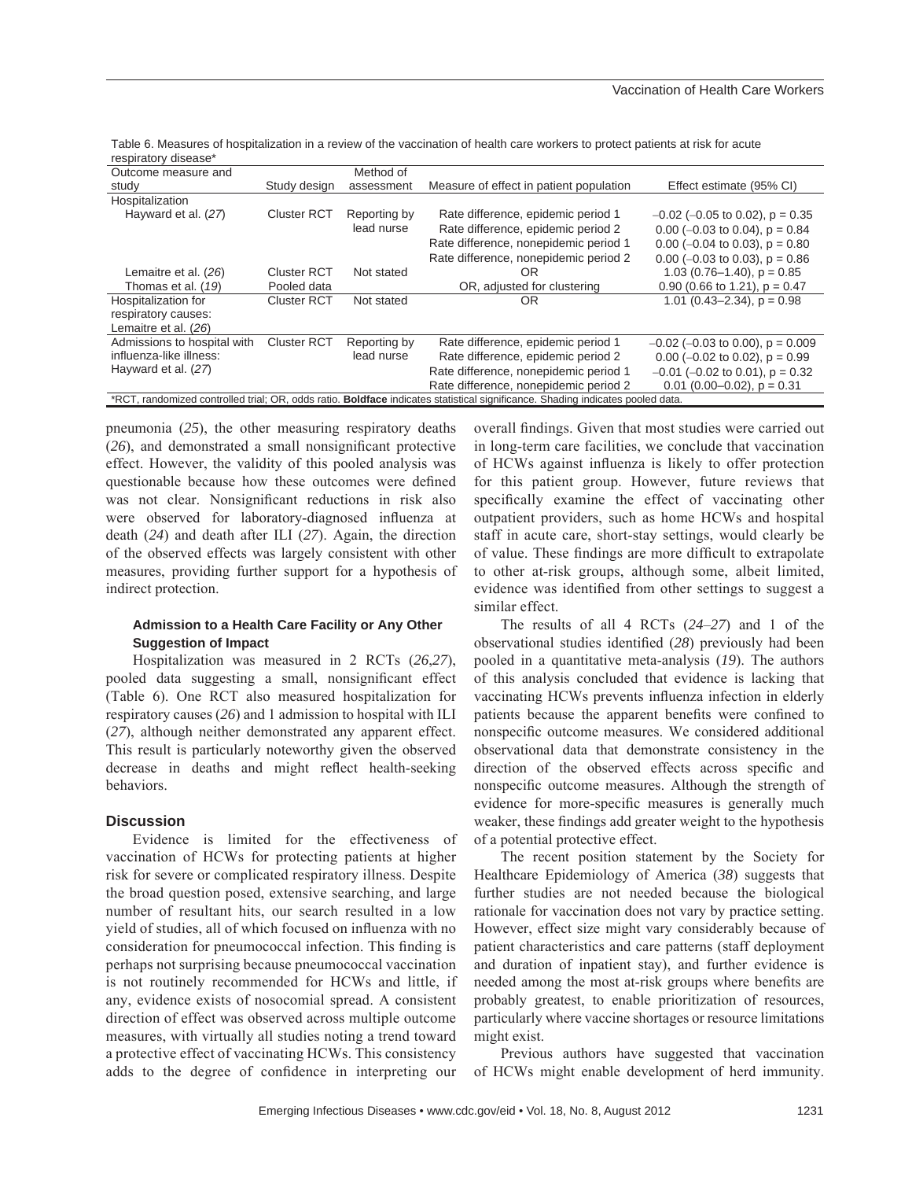Table 6. Measures of hospitalization in a review of the vaccination of health care workers to protect patients at risk for acute respiratory disease*

| Outcome measure and study | Study design | Method of assessment | Measure of effect in patient population | Effect estimate (95% CI) |
|---|---|---|---|---|
| Hospitalization | | | | |
| Hayward et al. (*27*) | Cluster RCT | Reporting by lead nurse | Rate difference, epidemic period 1 | –0.02 (–0.05 to 0.02), p = 0.35 |
| | | | Rate difference, epidemic period 2 | 0.00 (–0.03 to 0.04), p = 0.84 |
| | | | Rate difference, nonepidemic period 1 | 0.00 (–0.04 to 0.03), p = 0.80 |
| | | | Rate difference, nonepidemic period 2 | 0.00 (–0.03 to 0.03), p = 0.86 |
| Lemaitre et al. (*26*) | Cluster RCT | Not stated | OR | 1.03 (0.76–1.40), p = 0.85 |
| Thomas et al. (*19*) | Pooled data | | OR, adjusted for clustering | 0.90 (0.66 to 1.21), p = 0.47 |
| Hospitalization for respiratory causes: Lemaitre et al. (*26*) | Cluster RCT | Not stated | OR | 1.01 (0.43–2.34), p = 0.98 |
| Admissions to hospital with influenza-like illness: Hayward et al. (*27*) | Cluster RCT | Reporting by lead nurse | Rate difference, epidemic period 1 | **–0.02 (–0.03 to 0.00), p = 0.009** |
| | | | Rate difference, epidemic period 2 | 0.00 (–0.02 to 0.02), p = 0.99 |
| | | | Rate difference, nonepidemic period 1 | –0.01 (–0.02 to 0.01), p = 0.32 |
| | | | Rate difference, nonepidemic period 2 | 0.01 (0.00–0.02), p = 0.31 |

*RCT, randomized controlled trial; OR, odds ratio. **Boldface** indicates statistical significance. Shading indicates pooled data.

pneumonia (*25*), the other measuring respiratory deaths (*26*), and demonstrated a small nonsignificant protective effect. However, the validity of this pooled analysis was questionable because how these outcomes were defined was not clear. Nonsignificant reductions in risk also were observed for laboratory-diagnosed influenza at death (*24*) and death after ILI (*27*). Again, the direction of the observed effects was largely consistent with other measures, providing further support for a hypothesis of indirect protection.

### Admission to a Health Care Facility or Any Other Suggestion of Impact

Hospitalization was measured in 2 RCTs (*26*,*27*), pooled data suggesting a small, nonsignificant effect (Table 6). One RCT also measured hospitalization for respiratory causes (*26*) and 1 admission to hospital with ILI (*27*), although neither demonstrated any apparent effect. This result is particularly noteworthy given the observed decrease in deaths and might reflect health-seeking behaviors.

## Discussion

Evidence is limited for the effectiveness of vaccination of HCWs for protecting patients at higher risk for severe or complicated respiratory illness. Despite the broad question posed, extensive searching, and large number of resultant hits, our search resulted in a low yield of studies, all of which focused on influenza with no consideration for pneumococcal infection. This finding is perhaps not surprising because pneumococcal vaccination is not routinely recommended for HCWs and little, if any, evidence exists of nosocomial spread. A consistent direction of effect was observed across multiple outcome measures, with virtually all studies noting a trend toward a protective effect of vaccinating HCWs. This consistency adds to the degree of confidence in interpreting our overall findings. Given that most studies were carried out in long-term care facilities, we conclude that vaccination of HCWs against influenza is likely to offer protection for this patient group. However, future reviews that specifically examine the effect of vaccinating other outpatient providers, such as home HCWs and hospital staff in acute care, short-stay settings, would clearly be of value. These findings are more difficult to extrapolate to other at-risk groups, although some, albeit limited, evidence was identified from other settings to suggest a similar effect.

The results of all 4 RCTs (*24*–*27*) and 1 of the observational studies identified (*28*) previously had been pooled in a quantitative meta-analysis (*19*). The authors of this analysis concluded that evidence is lacking that vaccinating HCWs prevents influenza infection in elderly patients because the apparent benefits were confined to nonspecific outcome measures. We considered additional observational data that demonstrate consistency in the direction of the observed effects across specific and nonspecific outcome measures. Although the strength of evidence for more-specific measures is generally much weaker, these findings add greater weight to the hypothesis of a potential protective effect.

The recent position statement by the Society for Healthcare Epidemiology of America (*38*) suggests that further studies are not needed because the biological rationale for vaccination does not vary by practice setting. However, effect size might vary considerably because of patient characteristics and care patterns (staff deployment and duration of inpatient stay), and further evidence is needed among the most at-risk groups where benefits are probably greatest, to enable prioritization of resources, particularly where vaccine shortages or resource limitations might exist.

Previous authors have suggested that vaccination of HCWs might enable development of herd immunity.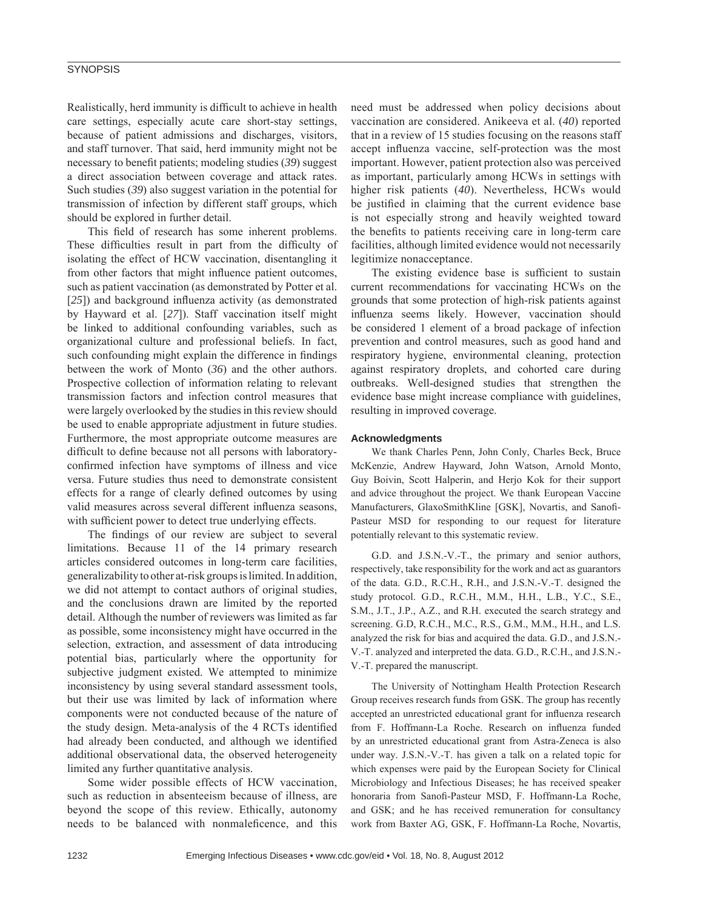Realistically, herd immunity is difficult to achieve in health care settings, especially acute care short-stay settings, because of patient admissions and discharges, visitors, and staff turnover. That said, herd immunity might not be necessary to benefit patients; modeling studies (*39*) suggest a direct association between coverage and attack rates. Such studies (*39*) also suggest variation in the potential for transmission of infection by different staff groups, which should be explored in further detail.

This field of research has some inherent problems. These difficulties result in part from the difficulty of isolating the effect of HCW vaccination, disentangling it from other factors that might influence patient outcomes, such as patient vaccination (as demonstrated by Potter et al. [*25*]) and background influenza activity (as demonstrated by Hayward et al. [*27*]). Staff vaccination itself might be linked to additional confounding variables, such as organizational culture and professional beliefs. In fact, such confounding might explain the difference in findings between the work of Monto (*36*) and the other authors. Prospective collection of information relating to relevant transmission factors and infection control measures that were largely overlooked by the studies in this review should be used to enable appropriate adjustment in future studies. Furthermore, the most appropriate outcome measures are difficult to define because not all persons with laboratory-confirmed infection have symptoms of illness and vice versa. Future studies thus need to demonstrate consistent effects for a range of clearly defined outcomes by using valid measures across several different influenza seasons, with sufficient power to detect true underlying effects.

The findings of our review are subject to several limitations. Because 11 of the 14 primary research articles considered outcomes in long-term care facilities, generalizability to other at-risk groups is limited. In addition, we did not attempt to contact authors of original studies, and the conclusions drawn are limited by the reported detail. Although the number of reviewers was limited as far as possible, some inconsistency might have occurred in the selection, extraction, and assessment of data introducing potential bias, particularly where the opportunity for subjective judgment existed. We attempted to minimize inconsistency by using several standard assessment tools, but their use was limited by lack of information where components were not conducted because of the nature of the study design. Meta-analysis of the 4 RCTs identified had already been conducted, and although we identified additional observational data, the observed heterogeneity limited any further quantitative analysis.

Some wider possible effects of HCW vaccination, such as reduction in absenteeism because of illness, are beyond the scope of this review. Ethically, autonomy needs to be balanced with nonmaleficence, and this need must be addressed when policy decisions about vaccination are considered. Anikeeva et al. (*40*) reported that in a review of 15 studies focusing on the reasons staff accept influenza vaccine, self-protection was the most important. However, patient protection also was perceived as important, particularly among HCWs in settings with higher risk patients (*40*). Nevertheless, HCWs would be justified in claiming that the current evidence base is not especially strong and heavily weighted toward the benefits to patients receiving care in long-term care facilities, although limited evidence would not necessarily legitimize nonacceptance.

The existing evidence base is sufficient to sustain current recommendations for vaccinating HCWs on the grounds that some protection of high-risk patients against influenza seems likely. However, vaccination should be considered 1 element of a broad package of infection prevention and control measures, such as good hand and respiratory hygiene, environmental cleaning, protection against respiratory droplets, and cohorted care during outbreaks. Well-designed studies that strengthen the evidence base might increase compliance with guidelines, resulting in improved coverage.

#### Acknowledgments

We thank Charles Penn, John Conly, Charles Beck, Bruce McKenzie, Andrew Hayward, John Watson, Arnold Monto, Guy Boivin, Scott Halperin, and Herjo Kok for their support and advice throughout the project. We thank European Vaccine Manufacturers, GlaxoSmithKline [GSK], Novartis, and Sanofi-Pasteur MSD for responding to our request for literature potentially relevant to this systematic review.

G.D. and J.S.N.-V.-T., the primary and senior authors, respectively, take responsibility for the work and act as guarantors of the data. G.D., R.C.H., R.H., and J.S.N.-V.-T. designed the study protocol. G.D., R.C.H., M.M., H.H., L.B., Y.C., S.E., S.M., J.T., J.P., A.Z., and R.H. executed the search strategy and screening. G.D, R.C.H., M.C., R.S., G.M., M.M., H.H., and L.S. analyzed the risk for bias and acquired the data. G.D., and J.S.N.-V.-T. analyzed and interpreted the data. G.D., R.C.H., and J.S.N.-V.-T. prepared the manuscript.

The University of Nottingham Health Protection Research Group receives research funds from GSK. The group has recently accepted an unrestricted educational grant for influenza research from F. Hoffmann-La Roche. Research on influenza funded by an unrestricted educational grant from Astra-Zeneca is also under way. J.S.N.-V.-T. has given a talk on a related topic for which expenses were paid by the European Society for Clinical Microbiology and Infectious Diseases; he has received speaker honoraria from Sanofi-Pasteur MSD, F. Hoffmann-La Roche, and GSK; and he has received remuneration for consultancy work from Baxter AG, GSK, F. Hoffmann-La Roche, Novartis,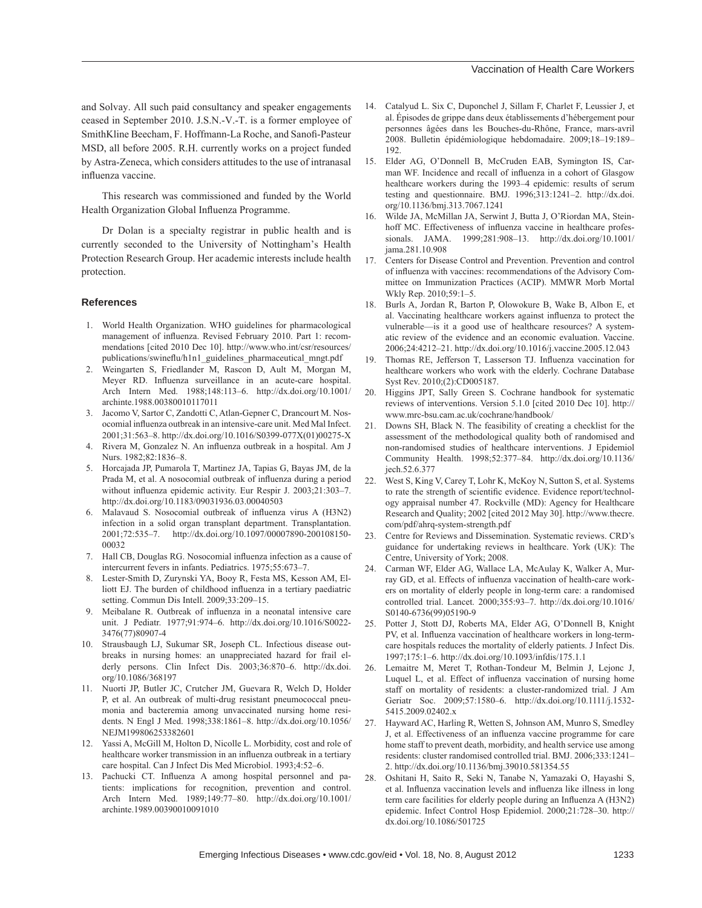and Solvay. All such paid consultancy and speaker engagements ceased in September 2010. J.S.N.-V.-T. is a former employee of SmithKline Beecham, F. Hoffmann-La Roche, and Sanofi-Pasteur MSD, all before 2005. R.H. currently works on a project funded by Astra-Zeneca, which considers attitudes to the use of intranasal influenza vaccine.

This research was commissioned and funded by the World Health Organization Global Influenza Programme.

Dr Dolan is a specialty registrar in public health and is currently seconded to the University of Nottingham's Health Protection Research Group. Her academic interests include health protection.

## References

1. World Health Organization. WHO guidelines for pharmacological management of influenza. Revised February 2010. Part 1: recommendations [cited 2010 Dec 10]. http://www.who.int/csr/resources/publications/swineflu/h1n1_guidelines_pharmaceutical_mngt.pdf
2. Weingarten S, Friedlander M, Rascon D, Ault M, Morgan M, Meyer RD. Influenza surveillance in an acute-care hospital. Arch Intern Med. 1988;148:113–6. http://dx.doi.org/10.1001/archinte.1988.00380010117011
3. Jacomo V, Sartor C, Zandotti C, Atlan-Gepner C, Drancourt M. Nosocomial influenza outbreak in an intensive-care unit. Med Mal Infect. 2001;31:563–8. http://dx.doi.org/10.1016/S0399-077X(01)00275-X
4. Rivera M, Gonzalez N. An influenza outbreak in a hospital. Am J Nurs. 1982;82:1836–8.
5. Horcajada JP, Pumarola T, Martinez JA, Tapias G, Bayas JM, de la Prada M, et al. A nosocomial outbreak of influenza during a period without influenza epidemic activity. Eur Respir J. 2003;21:303–7. http://dx.doi.org/10.1183/09031936.03.00040503
6. Malavaud S. Nosocomial outbreak of influenza virus A (H3N2) infection in a solid organ transplant department. Transplantation. 2001;72:535–7. http://dx.doi.org/10.1097/00007890-200108150-00032
7. Hall CB, Douglas RG. Nosocomial influenza infection as a cause of intercurrent fevers in infants. Pediatrics. 1975;55:673–7.
8. Lester-Smith D, Zurynski YA, Booy R, Festa MS, Kesson AM, Elliott EJ. The burden of childhood influenza in a tertiary paediatric setting. Commun Dis Intell. 2009;33:209–15.
9. Meibalane R. Outbreak of influenza in a neonatal intensive care unit. J Pediatr. 1977;91:974–6. http://dx.doi.org/10.1016/S0022-3476(77)80907-4
10. Strausbaugh LJ, Sukumar SR, Joseph CL. Infectious disease outbreaks in nursing homes: an unappreciated hazard for frail elderly persons. Clin Infect Dis. 2003;36:870–6. http://dx.doi.org/10.1086/368197
11. Nuorti JP, Butler JC, Crutcher JM, Guevara R, Welch D, Holder P, et al. An outbreak of multi-drug resistant pneumococcal pneumonia and bacteremia among unvaccinated nursing home residents. N Engl J Med. 1998;338:1861–8. http://dx.doi.org/10.1056/NEJM199806253382601
12. Yassi A, McGill M, Holton D, Nicolle L. Morbidity, cost and role of healthcare worker transmission in an influenza outbreak in a tertiary care hospital. Can J Infect Dis Med Microbiol. 1993;4:52–6.
13. Pachucki CT. Influenza A among hospital personnel and patients: implications for recognition, prevention and control. Arch Intern Med. 1989;149:77–80. http://dx.doi.org/10.1001/archinte.1989.00390010091010
14. Catalyud L. Six C, Duponchel J, Sillam F, Charlet F, Leussier J, et al. Épisodes de grippe dans deux établissements d'hébergement pour personnes âgées dans les Bouches-du-Rhône, France, mars-avril 2008. Bulletin épidémiologique hebdomadaire. 2009;18–19:189–192.
15. Elder AG, O'Donnell B, McCruden EAB, Symington IS, Carman WF. Incidence and recall of influenza in a cohort of Glasgow healthcare workers during the 1993–4 epidemic: results of serum testing and questionnaire. BMJ. 1996;313:1241–2. http://dx.doi.org/10.1136/bmj.313.7067.1241
16. Wilde JA, McMillan JA, Serwint J, Butta J, O'Riordan MA, Steinhoff MC. Effectiveness of influenza vaccine in healthcare professionals. JAMA. 1999;281:908–13. http://dx.doi.org/10.1001/jama.281.10.908
17. Centers for Disease Control and Prevention. Prevention and control of influenza with vaccines: recommendations of the Advisory Committee on Immunization Practices (ACIP). MMWR Morb Mortal Wkly Rep. 2010;59:1–5.
18. Burls A, Jordan R, Barton P, Olowokure B, Wake B, Albon E, et al. Vaccinating healthcare workers against influenza to protect the vulnerable—is it a good use of healthcare resources? A systematic review of the evidence and an economic evaluation. Vaccine. 2006;24:4212–21. http://dx.doi.org/10.1016/j.vaccine.2005.12.043
19. Thomas RE, Jefferson T, Lasserson TJ. Influenza vaccination for healthcare workers who work with the elderly. Cochrane Database Syst Rev. 2010;(2):CD005187.
20. Higgins JPT, Sally Green S. Cochrane handbook for systematic reviews of interventions. Version 5.1.0 [cited 2010 Dec 10]. http://www.mrc-bsu.cam.ac.uk/cochrane/handbook/
21. Downs SH, Black N. The feasibility of creating a checklist for the assessment of the methodological quality both of randomised and non-randomised studies of healthcare interventions. J Epidemiol Community Health. 1998;52:377–84. http://dx.doi.org/10.1136/jech.52.6.377
22. West S, King V, Carey T, Lohr K, McKoy N, Sutton S, et al. Systems to rate the strength of scientific evidence. Evidence report/technology appraisal number 47. Rockville (MD): Agency for Healthcare Research and Quality; 2002 [cited 2012 May 30]. http://www.thecre.com/pdf/ahrq-system-strength.pdf
23. Centre for Reviews and Dissemination. Systematic reviews. CRD's guidance for undertaking reviews in healthcare. York (UK): The Centre, University of York; 2008.
24. Carman WF, Elder AG, Wallace LA, McAulay K, Walker A, Murray GD, et al. Effects of influenza vaccination of health-care workers on mortality of elderly people in long-term care: a randomised controlled trial. Lancet. 2000;355:93–7. http://dx.doi.org/10.1016/S0140-6736(99)05190-9
25. Potter J, Stott DJ, Roberts MA, Elder AG, O'Donnell B, Knight PV, et al. Influenza vaccination of healthcare workers in long-term-care hospitals reduces the mortality of elderly patients. J Infect Dis. 1997;175:1–6. http://dx.doi.org/10.1093/infdis/175.1.1
26. Lemaitre M, Meret T, Rothan-Tondeur M, Belmin J, Lejonc J, Luquel L, et al. Effect of influenza vaccination of nursing home staff on mortality of residents: a cluster-randomized trial. J Am Geriatr Soc. 2009;57:1580–6. http://dx.doi.org/10.1111/j.1532-5415.2009.02402.x
27. Hayward AC, Harling R, Wetten S, Johnson AM, Munro S, Smedley J, et al. Effectiveness of an influenza vaccine programme for care home staff to prevent death, morbidity, and health service use among residents: cluster randomised controlled trial. BMJ. 2006;333:1241–2. http://dx.doi.org/10.1136/bmj.39010.581354.55
28. Oshitani H, Saito R, Seki N, Tanabe N, Yamazaki O, Hayashi S, et al. Influenza vaccination levels and influenza like illness in long term care facilities for elderly people during an Influenza A (H3N2) epidemic. Infect Control Hosp Epidemiol. 2000;21:728–30. http://dx.doi.org/10.1086/501725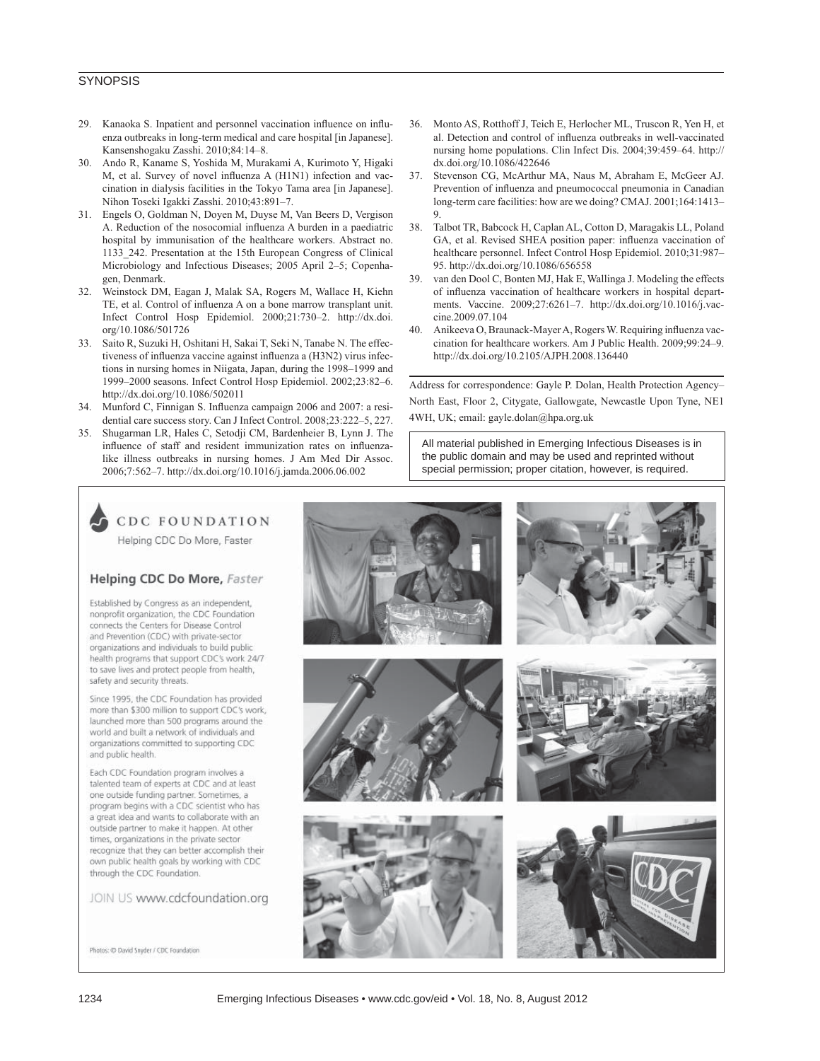29. Kanaoka S. Inpatient and personnel vaccination influence on influenza outbreaks in long-term medical and care hospital [in Japanese]. Kansenshogaku Zasshi. 2010;84:14–8.
30. Ando R, Kaname S, Yoshida M, Murakami A, Kurimoto Y, Higaki M, et al. Survey of novel influenza A (H1N1) infection and vaccination in dialysis facilities in the Tokyo Tama area [in Japanese]. Nihon Toseki Igakki Zasshi. 2010;43:891–7.
31. Engels O, Goldman N, Doyen M, Duyse M, Van Beers D, Vergison A. Reduction of the nosocomial influenza A burden in a paediatric hospital by immunisation of the healthcare workers. Abstract no. 1133_242. Presentation at the 15th European Congress of Clinical Microbiology and Infectious Diseases; 2005 April 2–5; Copenhagen, Denmark.
32. Weinstock DM, Eagan J, Malak SA, Rogers M, Wallace H, Kiehn TE, et al. Control of influenza A on a bone marrow transplant unit. Infect Control Hosp Epidemiol. 2000;21:730–2. http://dx.doi.org/10.1086/501726
33. Saito R, Suzuki H, Oshitani H, Sakai T, Seki N, Tanabe N. The effectiveness of influenza vaccine against influenza a (H3N2) virus infections in nursing homes in Niigata, Japan, during the 1998–1999 and 1999–2000 seasons. Infect Control Hosp Epidemiol. 2002;23:82–6. http://dx.doi.org/10.1086/502011
34. Munford C, Finnigan S. Influenza campaign 2006 and 2007: a residential care success story. Can J Infect Control. 2008;23:222–5, 227.
35. Shugarman LR, Hales C, Setodji CM, Bardenheier B, Lynn J. The influence of staff and resident immunization rates on influenza-like illness outbreaks in nursing homes. J Am Med Dir Assoc. 2006;7:562–7. http://dx.doi.org/10.1016/j.jamda.2006.06.002
36. Monto AS, Rotthoff J, Teich E, Herlocher ML, Truscon R, Yen H, et al. Detection and control of influenza outbreaks in well-vaccinated nursing home populations. Clin Infect Dis. 2004;39:459–64. http://dx.doi.org/10.1086/422646
37. Stevenson CG, McArthur MA, Naus M, Abraham E, McGeer AJ. Prevention of influenza and pneumococcal pneumonia in Canadian long-term care facilities: how are we doing? CMAJ. 2001;164:1413–9.
38. Talbot TR, Babcock H, Caplan AL, Cotton D, Maragakis LL, Poland GA, et al. Revised SHEA position paper: influenza vaccination of healthcare personnel. Infect Control Hosp Epidemiol. 2010;31:987–95. http://dx.doi.org/10.1086/656558
39. van den Dool C, Bonten MJ, Hak E, Wallinga J. Modeling the effects of influenza vaccination of healthcare workers in hospital departments. Vaccine. 2009;27:6261–7. http://dx.doi.org/10.1016/j.vaccine.2009.07.104
40. Anikeeva O, Braunack-Mayer A, Rogers W. Requiring influenza vaccination for healthcare workers. Am J Public Health. 2009;99:24–9. http://dx.doi.org/10.2105/AJPH.2008.136440

Address for correspondence: Gayle P. Dolan, Health Protection Agency–North East, Floor 2, Citygate, Gallowgate, Newcastle Upon Tyne, NE1 4WH, UK; email: gayle.dolan@hpa.org.uk

All material published in Emerging Infectious Diseases is in the public domain and may be used and reprinted without special permission; proper citation, however, is required.

CDC FOUNDATION

Helping CDC Do More, Faster

## Helping CDC Do More, *Faster*

Established by Congress as an independent, nonprofit organization, the CDC Foundation connects the Centers for Disease Control and Prevention (CDC) with private-sector organizations and individuals to build public health programs that support CDC's work 24/7 to save lives and protect people from health, safety and security threats.

Since 1995, the CDC Foundation has provided more than $300 million to support CDC's work, launched more than 500 programs around the world and built a network of individuals and organizations committed to supporting CDC and public health.

Each CDC Foundation program involves a talented team of experts at CDC and at least one outside funding partner. Sometimes, a program begins with a CDC scientist who has a great idea and wants to collaborate with an outside partner to make it happen. At other times, organizations in the private sector recognize that they can better accomplish their own public health goals by working with CDC through the CDC Foundation.

JOIN US www.cdcfoundation.org

Photos: © David Snyder / CDC Foundation